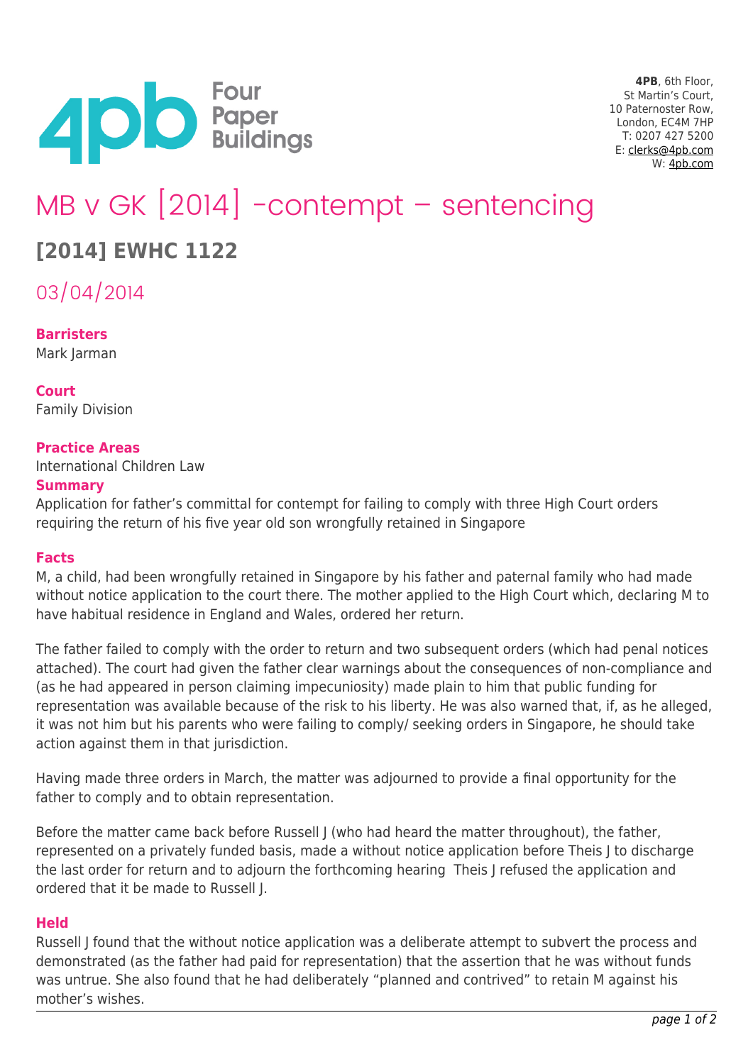4PB, 6th Floor,
St Martin's Court,
10 Paternoster Row,
London, EC4M 7HP
T: 0207 427 5200
E: clerks@4pb.com
W: 4pb.com

# MB v GK [2014] -contempt – sentencing

## [2014] EWHC 1122

03/04/2014

**Barristers**
Mark Jarman

**Court**
Family Division

**Practice Areas**
International Children Law

**Summary**
Application for father's committal for contempt for failing to comply with three High Court orders requiring the return of his five year old son wrongfully retained in Singapore

**Facts**
M, a child, had been wrongfully retained in Singapore by his father and paternal family who had made without notice application to the court there. The mother applied to the High Court which, declaring M to have habitual residence in England and Wales, ordered her return.

The father failed to comply with the order to return and two subsequent orders (which had penal notices attached). The court had given the father clear warnings about the consequences of non-compliance and (as he had appeared in person claiming impecuniosity) made plain to him that public funding for representation was available because of the risk to his liberty. He was also warned that, if, as he alleged, it was not him but his parents who were failing to comply/ seeking orders in Singapore, he should take action against them in that jurisdiction.

Having made three orders in March, the matter was adjourned to provide a final opportunity for the father to comply and to obtain representation.

Before the matter came back before Russell J (who had heard the matter throughout), the father, represented on a privately funded basis, made a without notice application before Theis J to discharge the last order for return and to adjourn the forthcoming hearing Theis J refused the application and ordered that it be made to Russell J.

**Held**
Russell J found that the without notice application was a deliberate attempt to subvert the process and demonstrated (as the father had paid for representation) that the assertion that he was without funds was untrue. She also found that he had deliberately "planned and contrived" to retain M against his mother's wishes.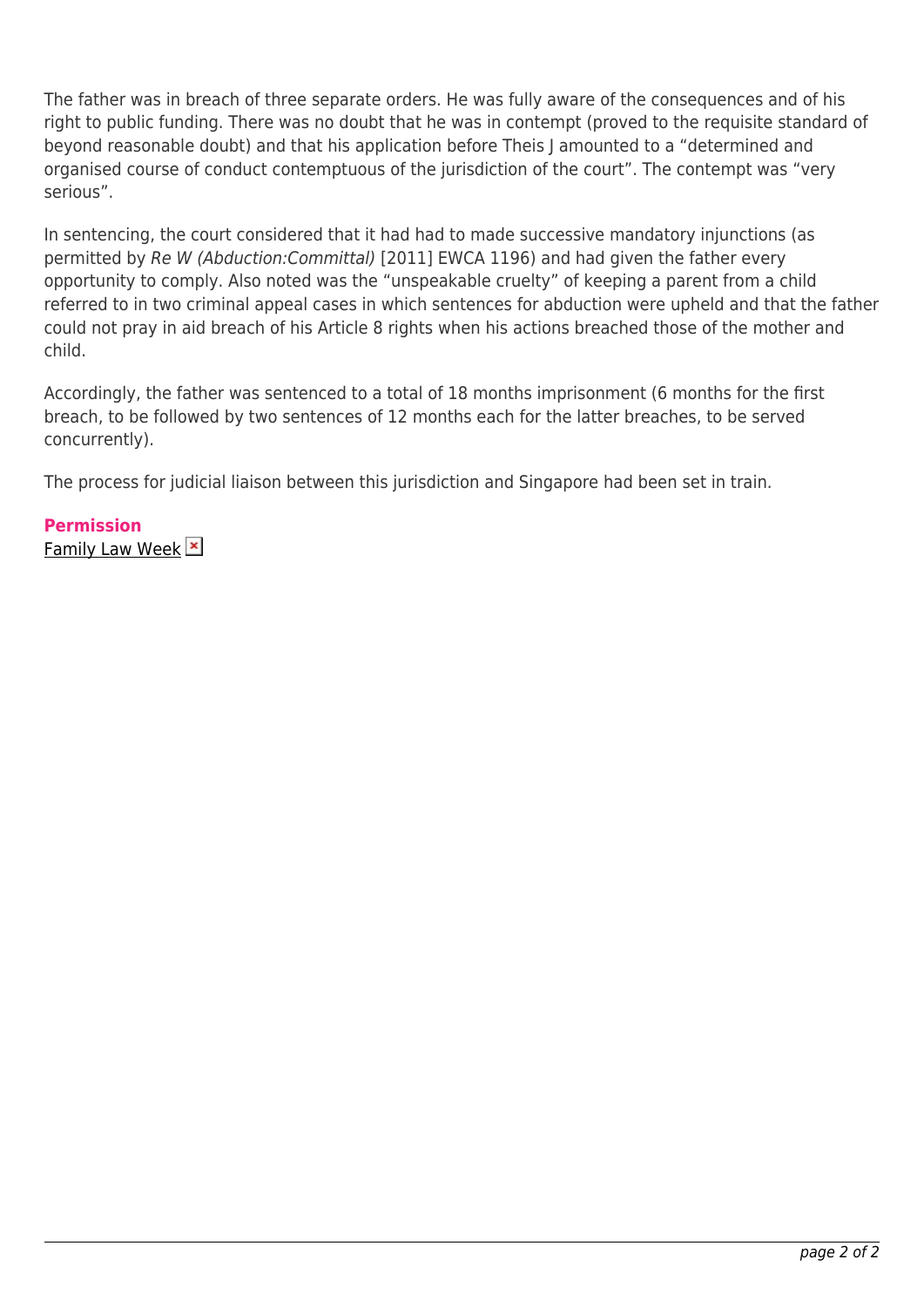The father was in breach of three separate orders. He was fully aware of the consequences and of his right to public funding. There was no doubt that he was in contempt (proved to the requisite standard of beyond reasonable doubt) and that his application before Theis J amounted to a "determined and organised course of conduct contemptuous of the jurisdiction of the court". The contempt was "very serious".

In sentencing, the court considered that it had had to made successive mandatory injunctions (as permitted by *Re W (Abduction:Committal)* [2011] EWCA 1196) and had given the father every opportunity to comply. Also noted was the "unspeakable cruelty" of keeping a parent from a child referred to in two criminal appeal cases in which sentences for abduction were upheld and that the father could not pray in aid breach of his Article 8 rights when his actions breached those of the mother and child.

Accordingly, the father was sentenced to a total of 18 months imprisonment (6 months for the first breach, to be followed by two sentences of 12 months each for the latter breaches, to be served concurrently).

The process for judicial liaison between this jurisdiction and Singapore had been set in train.

**Permission**

Family Law Week